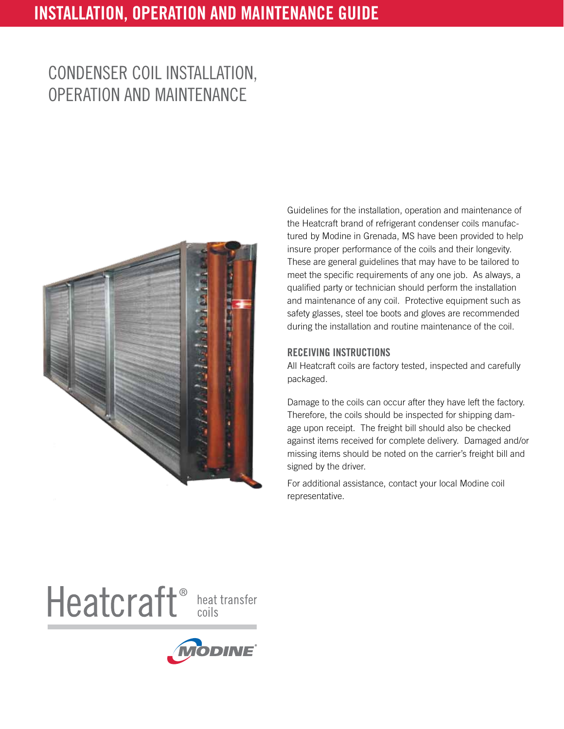# INSTALLATION, OPERATION AND MAINTENANCE GUIDE

## CONDENSER COIL INSTALLATION, OPERATION AND MAINTENANCE

Guidelines for the installation, operation and maintenance of the Heatcraft brand of refrigerant condenser coils manufactured by Modine in Grenada, MS have been provided to help insure proper performance of the coils and their longevity. These are general guidelines that may have to be tailored to meet the specific requirements of any one job. As always, a qualified party or technician should perform the installation and maintenance of any coil. Protective equipment such as safety glasses, steel toe boots and gloves are recommended during the installation and routine maintenance of the coil.

### RECEIVING INSTRUCTIONS

All Heatcraft coils are factory tested, inspected and carefully packaged.

Damage to the coils can occur after they have left the factory. Therefore, the coils should be inspected for shipping damage upon receipt. The freight bill should also be checked against items received for complete delivery. Damaged and/or missing items should be noted on the carrier's freight bill and signed by the driver.

For additional assistance, contact your local Modine coil representative.

Heatcraft® heat transfer coils

MODINE®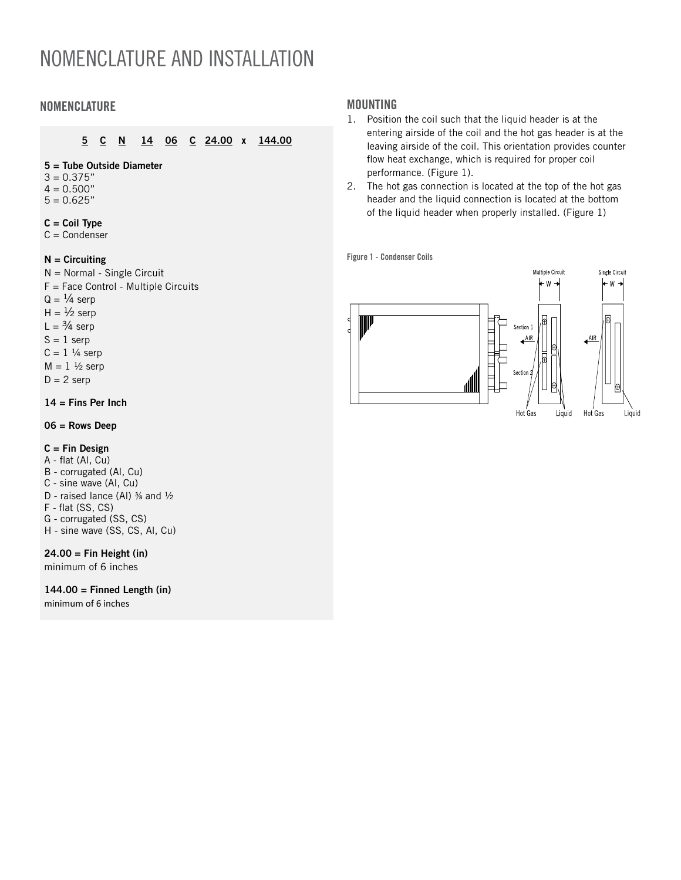# NOMENCLATURE AND INSTALLATION

## NOMENCLATURE

**5 C N 14 06 C 24.00 x 144.00**

**5 = Tube Outside Diameter**
3 = 0.375"
4 = 0.500"
5 = 0.625"

**C = Coil Type**
C = Condenser

**N = Circuiting**
N = Normal - Single Circuit
F = Face Control - Multiple Circuits
Q = ¼ serp
H = ½ serp
L = ¾ serp
S = 1 serp
C = 1 ¼ serp
M = 1 ½ serp
D = 2 serp

**14 = Fins Per Inch**

**06 = Rows Deep**

**C = Fin Design**
A - flat (Al, Cu)
B - corrugated (Al, Cu)
C - sine wave (Al, Cu)
D - raised lance (Al) ⅜ and ½
F - flat (SS, CS)
G - corrugated (SS, CS)
H - sine wave (SS, CS, Al, Cu)

**24.00 = Fin Height (in)**
minimum of 6 inches

**144.00 = Finned Length (in)**
minimum of 6 inches

## MOUNTING

1. Position the coil such that the liquid header is at the entering airside of the coil and the hot gas header is at the leaving airside of the coil. This orientation provides counter flow heat exchange, which is required for proper coil performance. (Figure 1).
2. The hot gas connection is located at the top of the hot gas header and the liquid connection is located at the bottom of the liquid header when properly installed. (Figure 1)

Figure 1 - Condenser Coils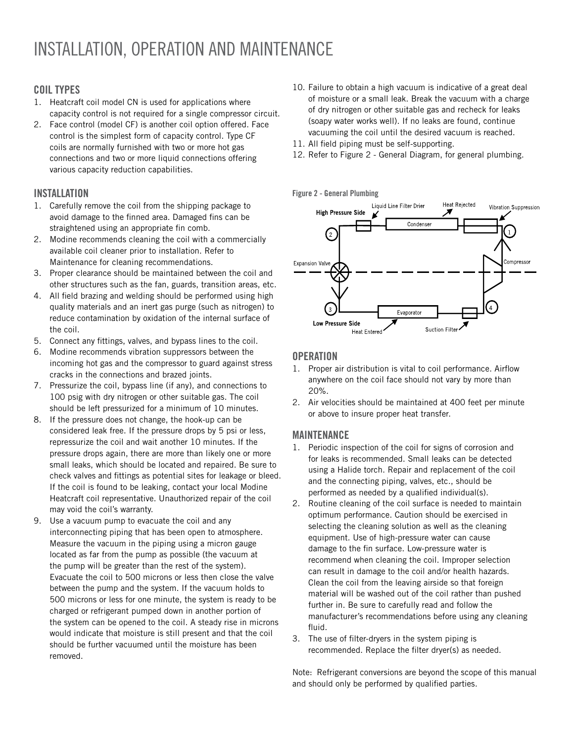# INSTALLATION, OPERATION AND MAINTENANCE

## COIL TYPES

1. Heatcraft coil model CN is used for applications where capacity control is not required for a single compressor circuit.
2. Face control (model CF) is another coil option offered. Face control is the simplest form of capacity control. Type CF coils are normally furnished with two or more hot gas connections and two or more liquid connections offering various capacity reduction capabilities.

## INSTALLATION

1. Carefully remove the coil from the shipping package to avoid damage to the finned area. Damaged fins can be straightened using an appropriate fin comb.
2. Modine recommends cleaning the coil with a commercially available coil cleaner prior to installation. Refer to Maintenance for cleaning recommendations.
3. Proper clearance should be maintained between the coil and other structures such as the fan, guards, transition areas, etc.
4. All field brazing and welding should be performed using high quality materials and an inert gas purge (such as nitrogen) to reduce contamination by oxidation of the internal surface of the coil.
5. Connect any fittings, valves, and bypass lines to the coil.
6. Modine recommends vibration suppressors between the incoming hot gas and the compressor to guard against stress cracks in the connections and brazed joints.
7. Pressurize the coil, bypass line (if any), and connections to 100 psig with dry nitrogen or other suitable gas. The coil should be left pressurized for a minimum of 10 minutes.
8. If the pressure does not change, the hook-up can be considered leak free. If the pressure drops by 5 psi or less, repressurize the coil and wait another 10 minutes. If the pressure drops again, there are more than likely one or more small leaks, which should be located and repaired. Be sure to check valves and fittings as potential sites for leakage or bleed. If the coil is found to be leaking, contact your local Modine Heatcraft coil representative. Unauthorized repair of the coil may void the coil's warranty.
9. Use a vacuum pump to evacuate the coil and any interconnecting piping that has been open to atmosphere. Measure the vacuum in the piping using a micron gauge located as far from the pump as possible (the vacuum at the pump will be greater than the rest of the system). Evacuate the coil to 500 microns or less then close the valve between the pump and the system. If the vacuum holds to 500 microns or less for one minute, the system is ready to be charged or refrigerant pumped down in another portion of the system can be opened to the coil. A steady rise in microns would indicate that moisture is still present and that the coil should be further vacuumed until the moisture has been removed.
10. Failure to obtain a high vacuum is indicative of a great deal of moisture or a small leak. Break the vacuum with a charge of dry nitrogen or other suitable gas and recheck for leaks (soapy water works well). If no leaks are found, continue vacuuming the coil until the desired vacuum is reached.
11. All field piping must be self-supporting.
12. Refer to Figure 2 - General Diagram, for general plumbing.

**Figure 2 - General Plumbing**

High Pressure Side · Liquid Line Filter Drier · Heat Rejected · Vibration Suppression · Condenser · Expansion Valve · Compressor · Evaporator · Low Pressure Side · Heat Entered · Suction Filter · 1 · 2 · 3 · 4

## OPERATION

1. Proper air distribution is vital to coil performance. Airflow anywhere on the coil face should not vary by more than 20%.
2. Air velocities should be maintained at 400 feet per minute or above to insure proper heat transfer.

## MAINTENANCE

1. Periodic inspection of the coil for signs of corrosion and for leaks is recommended. Small leaks can be detected using a Halide torch. Repair and replacement of the coil and the connecting piping, valves, etc., should be performed as needed by a qualified individual(s).
2. Routine cleaning of the coil surface is needed to maintain optimum performance. Caution should be exercised in selecting the cleaning solution as well as the cleaning equipment. Use of high-pressure water can cause damage to the fin surface. Low-pressure water is recommend when cleaning the coil. Improper selection can result in damage to the coil and/or health hazards. Clean the coil from the leaving airside so that foreign material will be washed out of the coil rather than pushed further in. Be sure to carefully read and follow the manufacturer's recommendations before using any cleaning fluid.
3. The use of filter-dryers in the system piping is recommended. Replace the filter dryer(s) as needed.

Note: Refrigerant conversions are beyond the scope of this manual and should only be performed by qualified parties.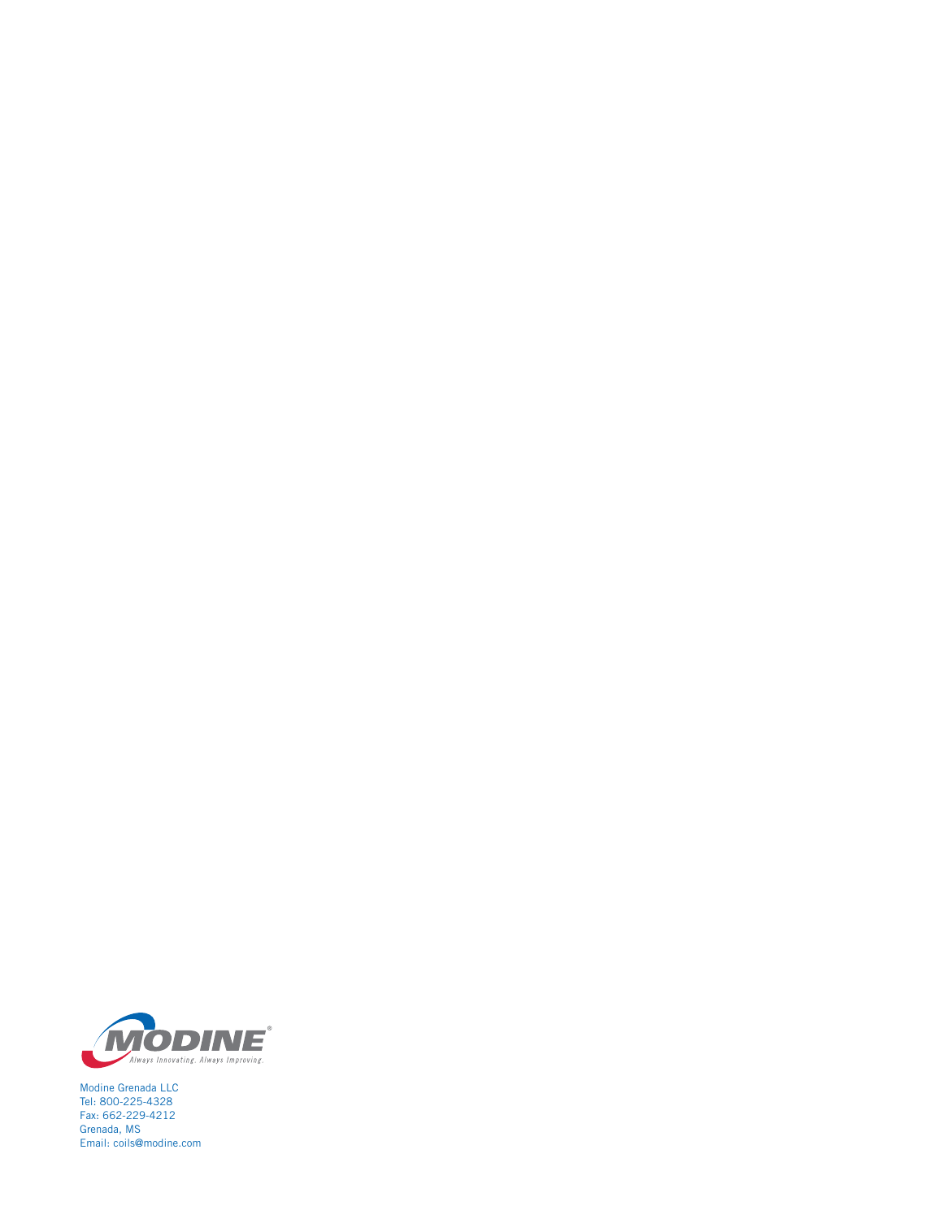MODINE®

Always Innovating. Always Improving.

Modine Grenada LLC
Tel: 800-225-4328
Fax: 662-229-4212
Grenada, MS
Email: coils@modine.com